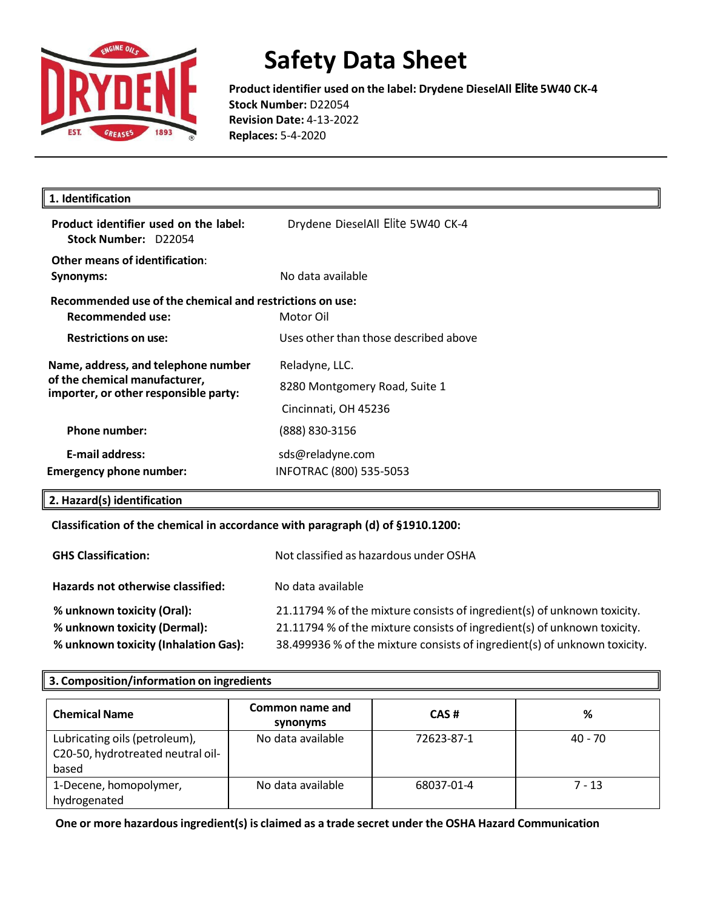# Safety Data Sheet

**Product identifier used on the label: Drydene DieselAll Elite 5W40 CK-4**
**Stock Number:** D22054
**Revision Date:** 4-13-2022
**Replaces:** 5-4-2020

## 1. Identification

**Product identifier used on the label:** Drydene DieselAll Elite 5W40 CK-4
**Stock Number:** D22054

**Other means of identification:**
**Synonyms:** No data available

**Recommended use of the chemical and restrictions on use:**
**Recommended use:** Motor Oil
**Restrictions on use:** Uses other than those described above

**Name, address, and telephone number of the chemical manufacturer, importer, or other responsible party:**
Reladyne, LLC.
8280 Montgomery Road, Suite 1
Cincinnati, OH 45236

**Phone number:** (888) 830-3156

**E-mail address:** sds@reladyne.com

**Emergency phone number:** INFOTRAC (800) 535-5053

## 2. Hazard(s) identification

**Classification of the chemical in accordance with paragraph (d) of §1910.1200:**

**GHS Classification:** Not classified as hazardous under OSHA

**Hazards not otherwise classified:** No data available

**% unknown toxicity (Oral):** 21.11794 % of the mixture consists of ingredient(s) of unknown toxicity.
**% unknown toxicity (Dermal):** 21.11794 % of the mixture consists of ingredient(s) of unknown toxicity.
**% unknown toxicity (Inhalation Gas):** 38.499936 % of the mixture consists of ingredient(s) of unknown toxicity.

## 3. Composition/information on ingredients

| Chemical Name | Common name and synonyms | CAS # | % |
|---|---|---|---|
| Lubricating oils (petroleum), C20-50, hydrotreated neutral oil-based | No data available | 72623-87-1 | 40 - 70 |
| 1-Decene, homopolymer, hydrogenated | No data available | 68037-01-4 | 7 - 13 |

**One or more hazardous ingredient(s) is claimed as a trade secret under the OSHA Hazard Communication**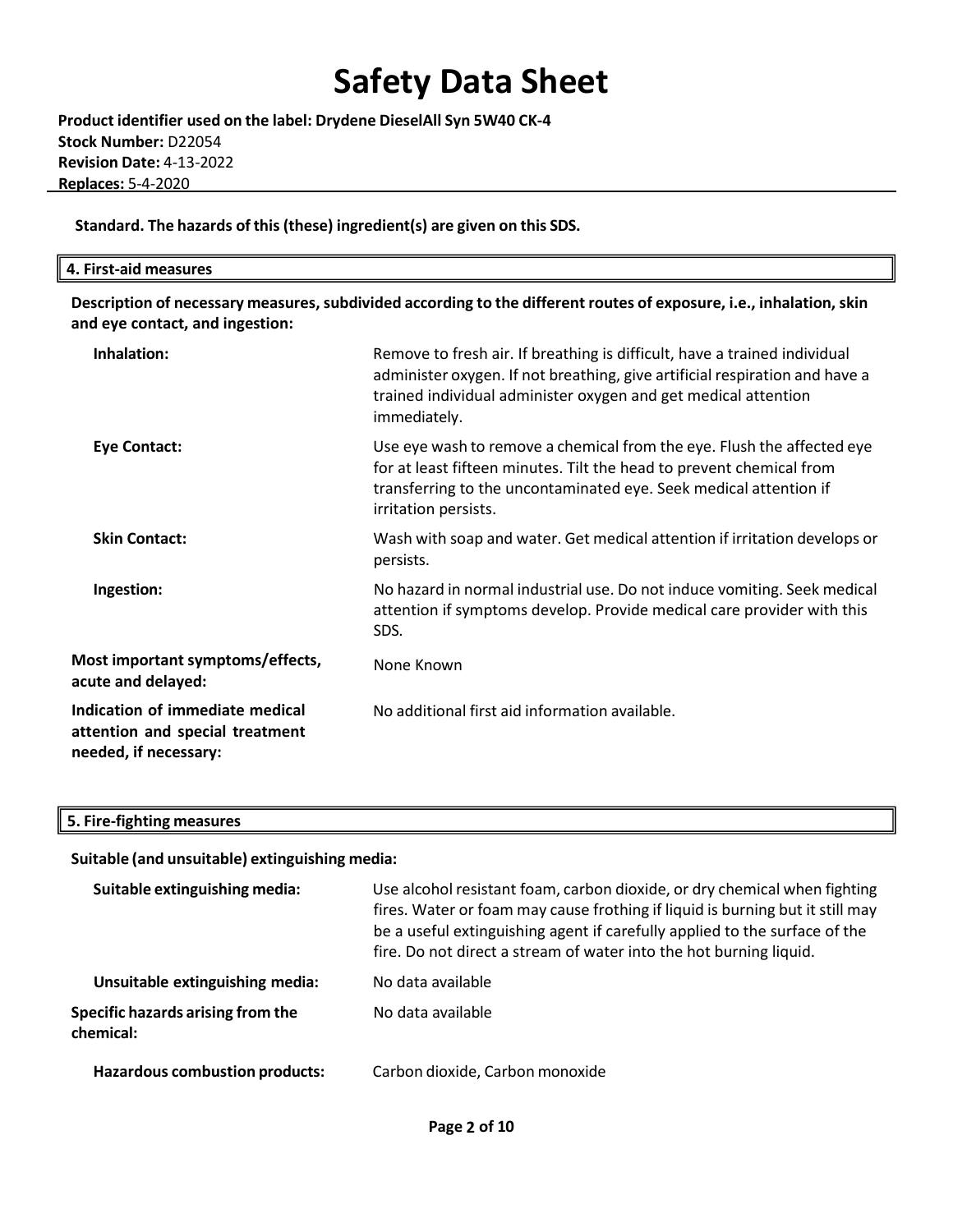**Standard. The hazards of this (these) ingredient(s) are given on this SDS.**

## 4. First-aid measures

**Description of necessary measures, subdivided according to the different routes of exposure, i.e., inhalation, skin and eye contact, and ingestion:**

**Inhalation:** Remove to fresh air. If breathing is difficult, have a trained individual administer oxygen. If not breathing, give artificial respiration and have a trained individual administer oxygen and get medical attention immediately.

**Eye Contact:** Use eye wash to remove a chemical from the eye. Flush the affected eye for at least fifteen minutes. Tilt the head to prevent chemical from transferring to the uncontaminated eye. Seek medical attention if irritation persists.

**Skin Contact:** Wash with soap and water. Get medical attention if irritation develops or persists.

**Ingestion:** No hazard in normal industrial use. Do not induce vomiting. Seek medical attention if symptoms develop. Provide medical care provider with this SDS.

**Most important symptoms/effects, acute and delayed:** None Known

**Indication of immediate medical attention and special treatment needed, if necessary:** No additional first aid information available.

## 5. Fire-fighting measures

**Suitable (and unsuitable) extinguishing media:**

**Suitable extinguishing media:** Use alcohol resistant foam, carbon dioxide, or dry chemical when fighting fires. Water or foam may cause frothing if liquid is burning but it still may be a useful extinguishing agent if carefully applied to the surface of the fire. Do not direct a stream of water into the hot burning liquid.

**Unsuitable extinguishing media:** No data available

**Specific hazards arising from the chemical:** No data available

**Hazardous combustion products:** Carbon dioxide, Carbon monoxide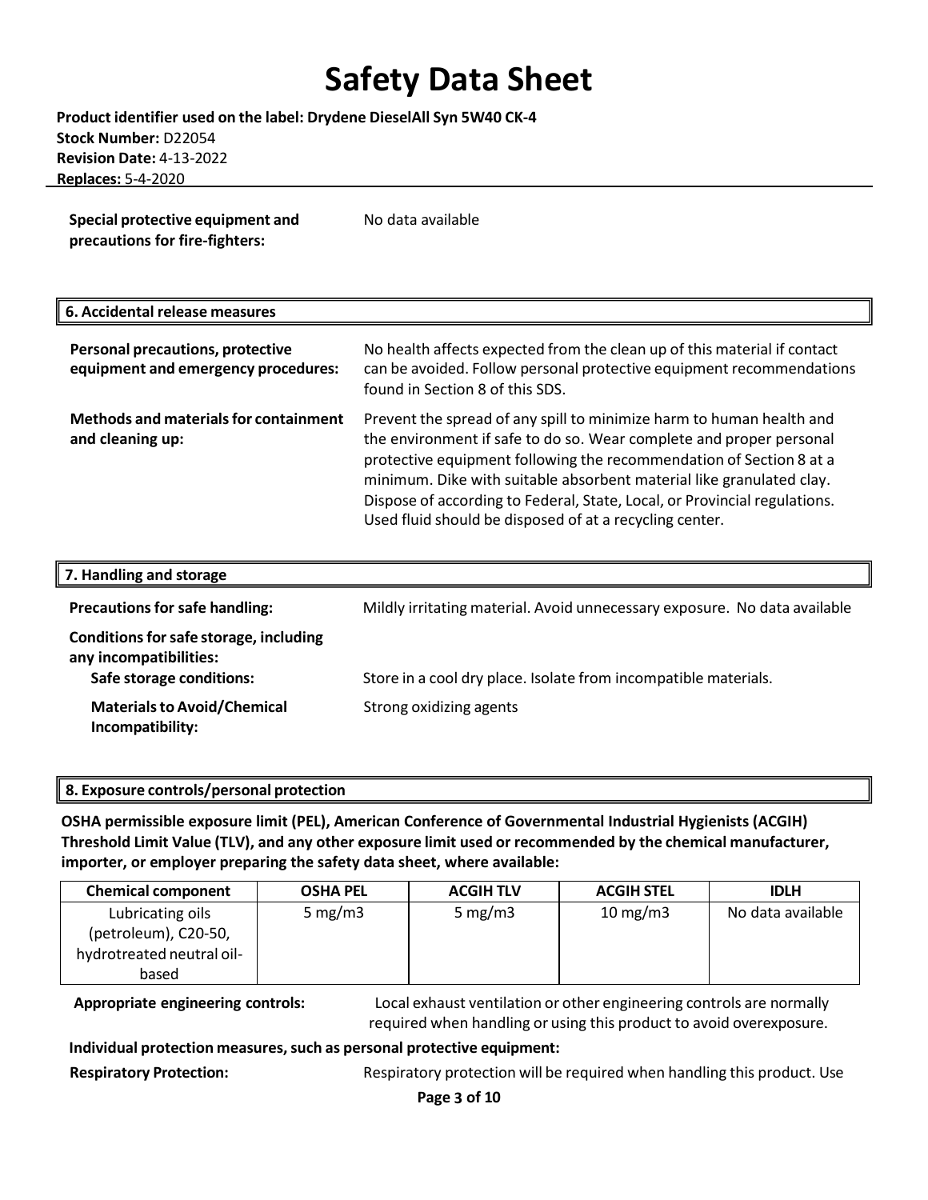**Special protective equipment and precautions for fire-fighters:** No data available

## 6. Accidental release measures

**Personal precautions, protective equipment and emergency procedures:** No health affects expected from the clean up of this material if contact can be avoided. Follow personal protective equipment recommendations found in Section 8 of this SDS.

**Methods and materials for containment and cleaning up:** Prevent the spread of any spill to minimize harm to human health and the environment if safe to do so. Wear complete and proper personal protective equipment following the recommendation of Section 8 at a minimum. Dike with suitable absorbent material like granulated clay. Dispose of according to Federal, State, Local, or Provincial regulations. Used fluid should be disposed of at a recycling center.

## 7. Handling and storage

**Precautions for safe handling:** Mildly irritating material. Avoid unnecessary exposure. No data available

**Conditions for safe storage, including any incompatibilities:**

**Safe storage conditions:** Store in a cool dry place. Isolate from incompatible materials.

**Materials to Avoid/Chemical Incompatibility:** Strong oxidizing agents

## 8. Exposure controls/personal protection

**OSHA permissible exposure limit (PEL), American Conference of Governmental Industrial Hygienists (ACGIH) Threshold Limit Value (TLV), and any other exposure limit used or recommended by the chemical manufacturer, importer, or employer preparing the safety data sheet, where available:**

| Chemical component | OSHA PEL | ACGIH TLV | ACGIH STEL | IDLH |
|---|---|---|---|---|
| Lubricating oils (petroleum), C20-50, hydrotreated neutral oil-based | 5 mg/m3 | 5 mg/m3 | 10 mg/m3 | No data available |

**Appropriate engineering controls:** Local exhaust ventilation or other engineering controls are normally required when handling or using this product to avoid overexposure.

**Individual protection measures, such as personal protective equipment:**

**Respiratory Protection:** Respiratory protection will be required when handling this product. Use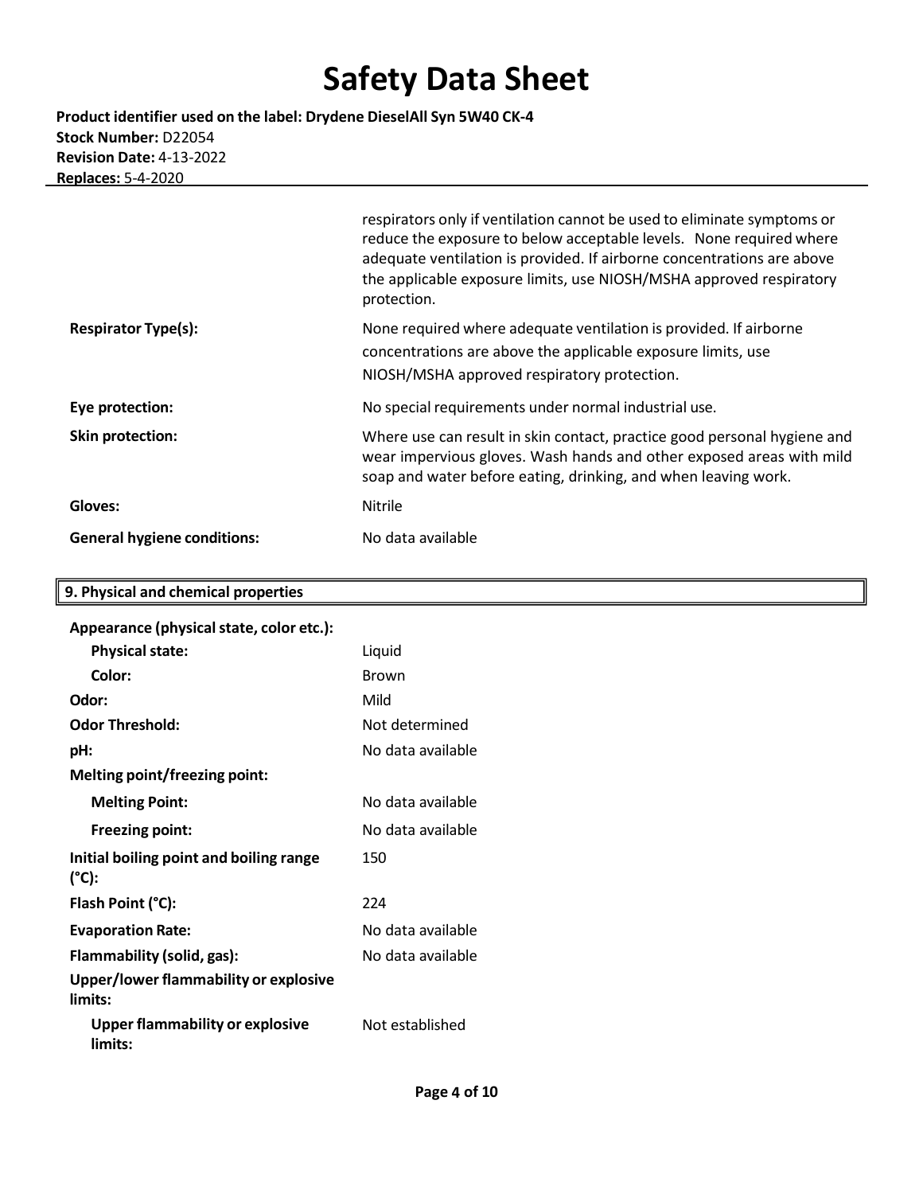| | |
|---|---|
| | respirators only if ventilation cannot be used to eliminate symptoms or reduce the exposure to below acceptable levels. None required where adequate ventilation is provided. If airborne concentrations are above the applicable exposure limits, use NIOSH/MSHA approved respiratory protection. |
| **Respirator Type(s):** | None required where adequate ventilation is provided. If airborne concentrations are above the applicable exposure limits, use NIOSH/MSHA approved respiratory protection. |
| **Eye protection:** | No special requirements under normal industrial use. |
| **Skin protection:** | Where use can result in skin contact, practice good personal hygiene and wear impervious gloves. Wash hands and other exposed areas with mild soap and water before eating, drinking, and when leaving work. |
| **Gloves:** | Nitrile |
| **General hygiene conditions:** | No data available |

## 9. Physical and chemical properties

| | |
|---|---|
| **Appearance (physical state, color etc.):** | |
| **Physical state:** | Liquid |
| **Color:** | Brown |
| **Odor:** | Mild |
| **Odor Threshold:** | Not determined |
| **pH:** | No data available |
| **Melting point/freezing point:** | |
| **Melting Point:** | No data available |
| **Freezing point:** | No data available |
| **Initial boiling point and boiling range (°C):** | 150 |
| **Flash Point (°C):** | 224 |
| **Evaporation Rate:** | No data available |
| **Flammability (solid, gas):** | No data available |
| **Upper/lower flammability or explosive limits:** | |
| **Upper flammability or explosive limits:** | Not established |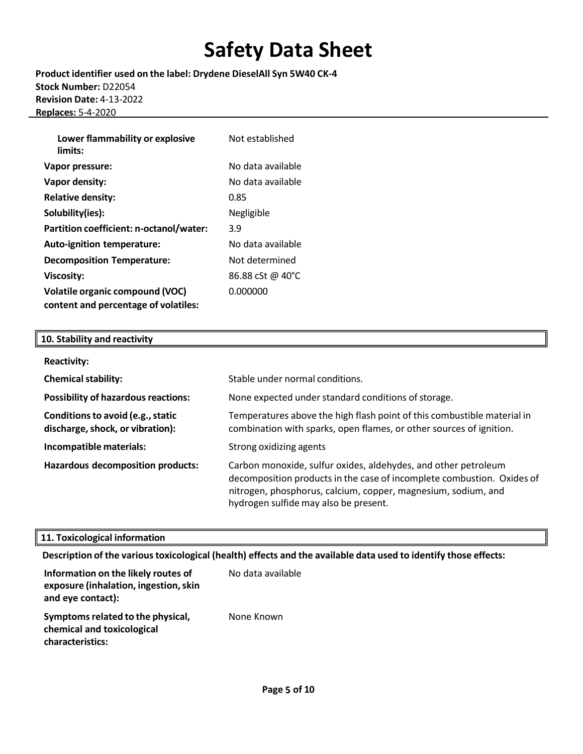| | |
|---|---|
| **Lower flammability or explosive limits:** | Not established |
| **Vapor pressure:** | No data available |
| **Vapor density:** | No data available |
| **Relative density:** | 0.85 |
| **Solubility(ies):** | Negligible |
| **Partition coefficient: n-octanol/water:** | 3.9 |
| **Auto-ignition temperature:** | No data available |
| **Decomposition Temperature:** | Not determined |
| **Viscosity:** | 86.88 cSt @ 40°C |
| **Volatile organic compound (VOC) content and percentage of volatiles:** | 0.000000 |

## 10. Stability and reactivity

| | |
|---|---|
| **Reactivity:** | |
| **Chemical stability:** | Stable under normal conditions. |
| **Possibility of hazardous reactions:** | None expected under standard conditions of storage. |
| **Conditions to avoid (e.g., static discharge, shock, or vibration):** | Temperatures above the high flash point of this combustible material in combination with sparks, open flames, or other sources of ignition. |
| **Incompatible materials:** | Strong oxidizing agents |
| **Hazardous decomposition products:** | Carbon monoxide, sulfur oxides, aldehydes, and other petroleum decomposition products in the case of incomplete combustion. Oxides of nitrogen, phosphorus, calcium, copper, magnesium, sodium, and hydrogen sulfide may also be present. |

## 11. Toxicological information

**Description of the various toxicological (health) effects and the available data used to identify those effects:**

| | |
|---|---|
| **Information on the likely routes of exposure (inhalation, ingestion, skin and eye contact):** | No data available |
| **Symptoms related to the physical, chemical and toxicological characteristics:** | None Known |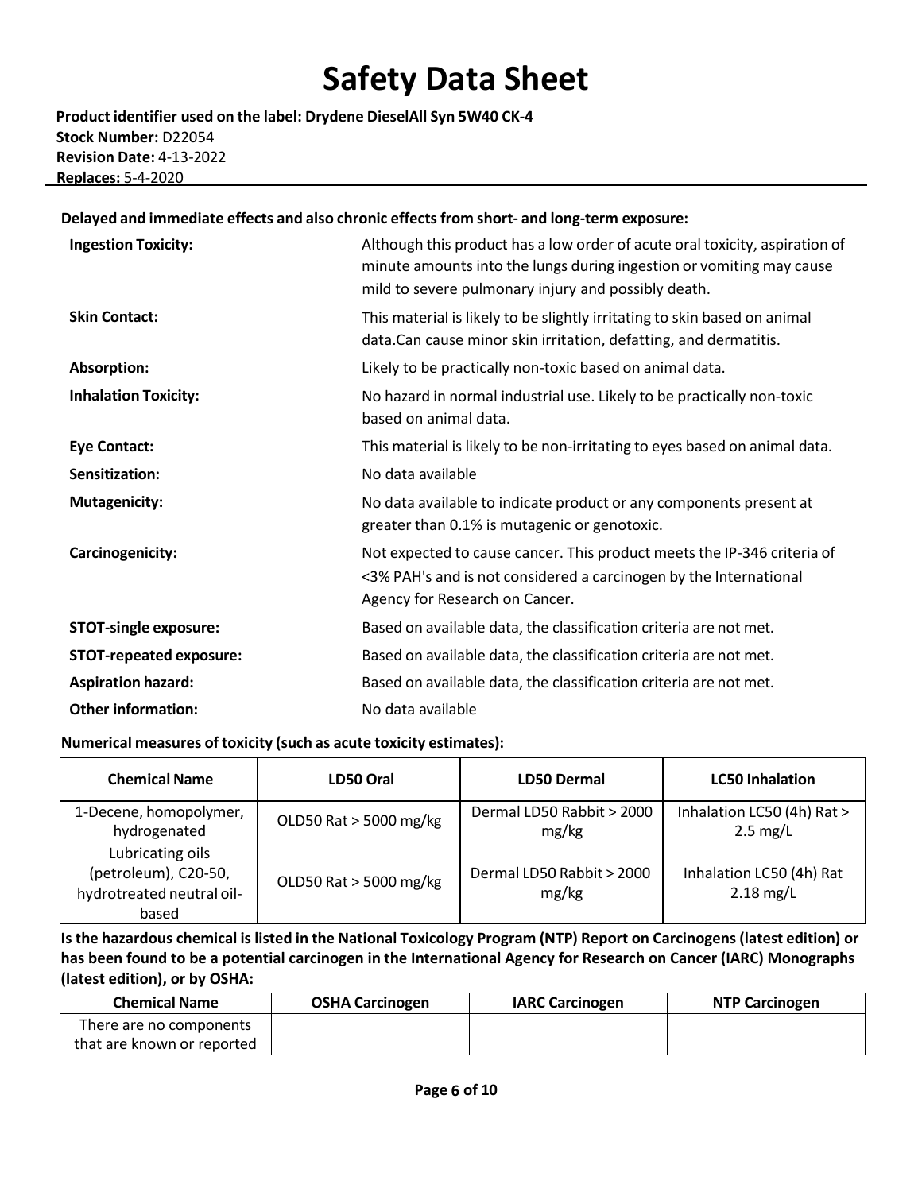**Delayed and immediate effects and also chronic effects from short- and long-term exposure:**

| | |
|---|---|
| **Ingestion Toxicity:** | Although this product has a low order of acute oral toxicity, aspiration of minute amounts into the lungs during ingestion or vomiting may cause mild to severe pulmonary injury and possibly death. |
| **Skin Contact:** | This material is likely to be slightly irritating to skin based on animal data.Can cause minor skin irritation, defatting, and dermatitis. |
| **Absorption:** | Likely to be practically non-toxic based on animal data. |
| **Inhalation Toxicity:** | No hazard in normal industrial use. Likely to be practically non-toxic based on animal data. |
| **Eye Contact:** | This material is likely to be non-irritating to eyes based on animal data. |
| **Sensitization:** | No data available |
| **Mutagenicity:** | No data available to indicate product or any components present at greater than 0.1% is mutagenic or genotoxic. |
| **Carcinogenicity:** | Not expected to cause cancer. This product meets the IP-346 criteria of <3% PAH's and is not considered a carcinogen by the International Agency for Research on Cancer. |
| **STOT-single exposure:** | Based on available data, the classification criteria are not met. |
| **STOT-repeated exposure:** | Based on available data, the classification criteria are not met. |
| **Aspiration hazard:** | Based on available data, the classification criteria are not met. |
| **Other information:** | No data available |

**Numerical measures of toxicity (such as acute toxicity estimates):**

| Chemical Name | LD50 Oral | LD50 Dermal | LC50 Inhalation |
|---|---|---|---|
| 1-Decene, homopolymer, hydrogenated | OLD50 Rat > 5000 mg/kg | Dermal LD50 Rabbit > 2000 mg/kg | Inhalation LC50 (4h) Rat > 2.5 mg/L |
| Lubricating oils (petroleum), C20-50, hydrotreated neutral oil-based | OLD50 Rat > 5000 mg/kg | Dermal LD50 Rabbit > 2000 mg/kg | Inhalation LC50 (4h) Rat 2.18 mg/L |

**Is the hazardous chemical is listed in the National Toxicology Program (NTP) Report on Carcinogens (latest edition) or has been found to be a potential carcinogen in the International Agency for Research on Cancer (IARC) Monographs (latest edition), or by OSHA:**

| Chemical Name | OSHA Carcinogen | IARC Carcinogen | NTP Carcinogen |
|---|---|---|---|
| There are no components that are known or reported | | | |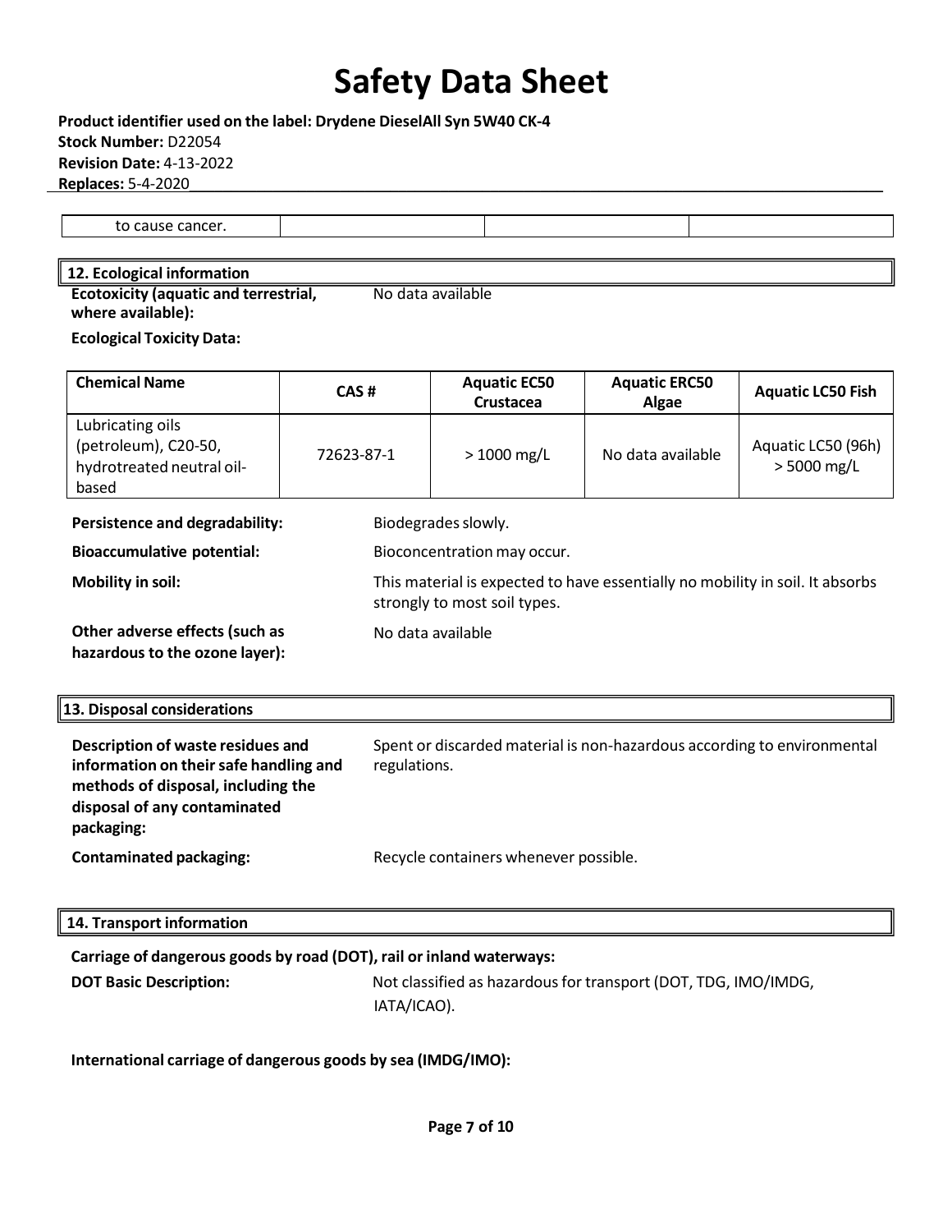| to cause cancer. | | | |
|---|---|---|---|

## 12. Ecological information

**Ecotoxicity (aquatic and terrestrial, where available):** No data available

**Ecological Toxicity Data:**

| Chemical Name | CAS # | Aquatic EC50 Crustacea | Aquatic ERC50 Algae | Aquatic LC50 Fish |
|---|---|---|---|---|
| Lubricating oils (petroleum), C20-50, hydrotreated neutral oil-based | 72623-87-1 | > 1000 mg/L | No data available | Aquatic LC50 (96h) > 5000 mg/L |

**Persistence and degradability:** Biodegrades slowly.

**Bioaccumulative potential:** Bioconcentration may occur.

**Mobility in soil:** This material is expected to have essentially no mobility in soil. It absorbs strongly to most soil types.

**Other adverse effects (such as hazardous to the ozone layer):** No data available

## 13. Disposal considerations

**Description of waste residues and information on their safe handling and methods of disposal, including the disposal of any contaminated packaging:** Spent or discarded material is non-hazardous according to environmental regulations.

**Contaminated packaging:** Recycle containers whenever possible.

## 14. Transport information

**Carriage of dangerous goods by road (DOT), rail or inland waterways:**

**DOT Basic Description:** Not classified as hazardous for transport (DOT, TDG, IMO/IMDG, IATA/ICAO).

**International carriage of dangerous goods by sea (IMDG/IMO):**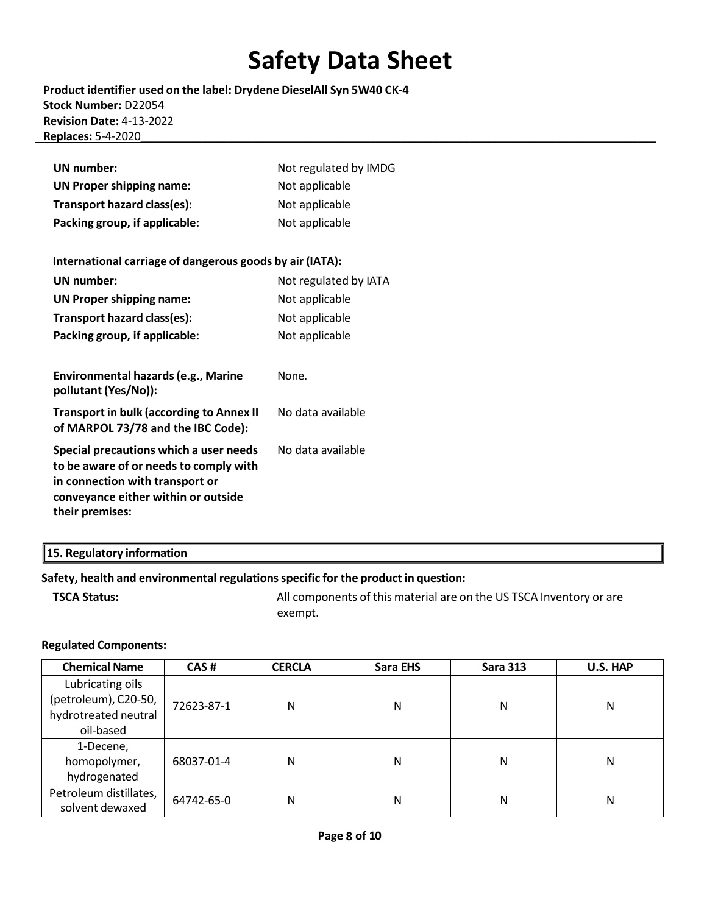| | |
|---|---|
| **UN number:** | Not regulated by IMDG |
| **UN Proper shipping name:** | Not applicable |
| **Transport hazard class(es):** | Not applicable |
| **Packing group, if applicable:** | Not applicable |

**International carriage of dangerous goods by air (IATA):**

| | |
|---|---|
| **UN number:** | Not regulated by IATA |
| **UN Proper shipping name:** | Not applicable |
| **Transport hazard class(es):** | Not applicable |
| **Packing group, if applicable:** | Not applicable |

| | |
|---|---|
| **Environmental hazards (e.g., Marine pollutant (Yes/No)):** | None. |
| **Transport in bulk (according to Annex II of MARPOL 73/78 and the IBC Code):** | No data available |
| **Special precautions which a user needs to be aware of or needs to comply with in connection with transport or conveyance either within or outside their premises:** | No data available |

## 15. Regulatory information

**Safety, health and environmental regulations specific for the product in question:**

**TSCA Status:** All components of this material are on the US TSCA Inventory or are exempt.

**Regulated Components:**

| Chemical Name | CAS # | CERCLA | Sara EHS | Sara 313 | U.S. HAP |
|---|---|---|---|---|---|
| Lubricating oils (petroleum), C20-50, hydrotreated neutral oil-based | 72623-87-1 | N | N | N | N |
| 1-Decene, homopolymer, hydrogenated | 68037-01-4 | N | N | N | N |
| Petroleum distillates, solvent dewaxed | 64742-65-0 | N | N | N | N |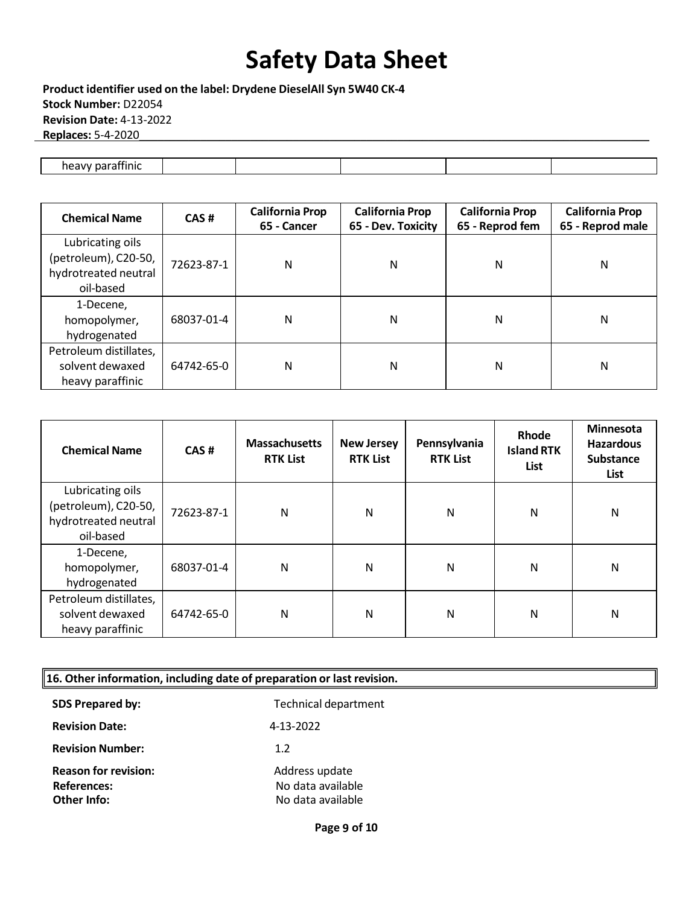| heavy paraffinic | | | | | |
|---|---|---|---|---|---|

| Chemical Name | CAS # | California Prop 65 - Cancer | California Prop 65 - Dev. Toxicity | California Prop 65 - Reprod fem | California Prop 65 - Reprod male |
|---|---|---|---|---|---|
| Lubricating oils (petroleum), C20-50, hydrotreated neutral oil-based | 72623-87-1 | N | N | N | N |
| 1-Decene, homopolymer, hydrogenated | 68037-01-4 | N | N | N | N |
| Petroleum distillates, solvent dewaxed heavy paraffinic | 64742-65-0 | N | N | N | N |

| Chemical Name | CAS # | Massachusetts RTK List | New Jersey RTK List | Pennsylvania RTK List | Rhode Island RTK List | Minnesota Hazardous Substance List |
|---|---|---|---|---|---|---|
| Lubricating oils (petroleum), C20-50, hydrotreated neutral oil-based | 72623-87-1 | N | N | N | N | N |
| 1-Decene, homopolymer, hydrogenated | 68037-01-4 | N | N | N | N | N |
| Petroleum distillates, solvent dewaxed heavy paraffinic | 64742-65-0 | N | N | N | N | N |

## 16. Other information, including date of preparation or last revision.

**SDS Prepared by:** Technical department

**Revision Date:** 4-13-2022

**Revision Number:** 1.2

**Reason for revision:** Address update

**References:** No data available

**Other Info:** No data available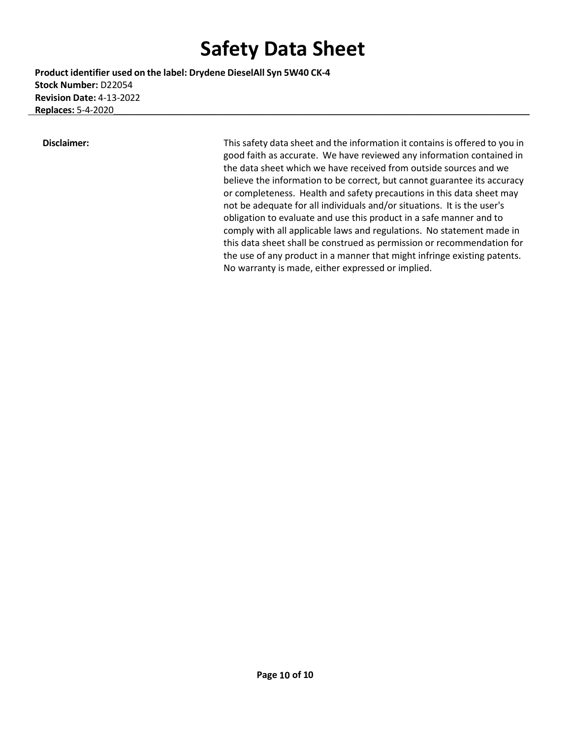**Disclaimer:** This safety data sheet and the information it contains is offered to you in good faith as accurate. We have reviewed any information contained in the data sheet which we have received from outside sources and we believe the information to be correct, but cannot guarantee its accuracy or completeness. Health and safety precautions in this data sheet may not be adequate for all individuals and/or situations. It is the user's obligation to evaluate and use this product in a safe manner and to comply with all applicable laws and regulations. No statement made in this data sheet shall be construed as permission or recommendation for the use of any product in a manner that might infringe existing patents. No warranty is made, either expressed or implied.